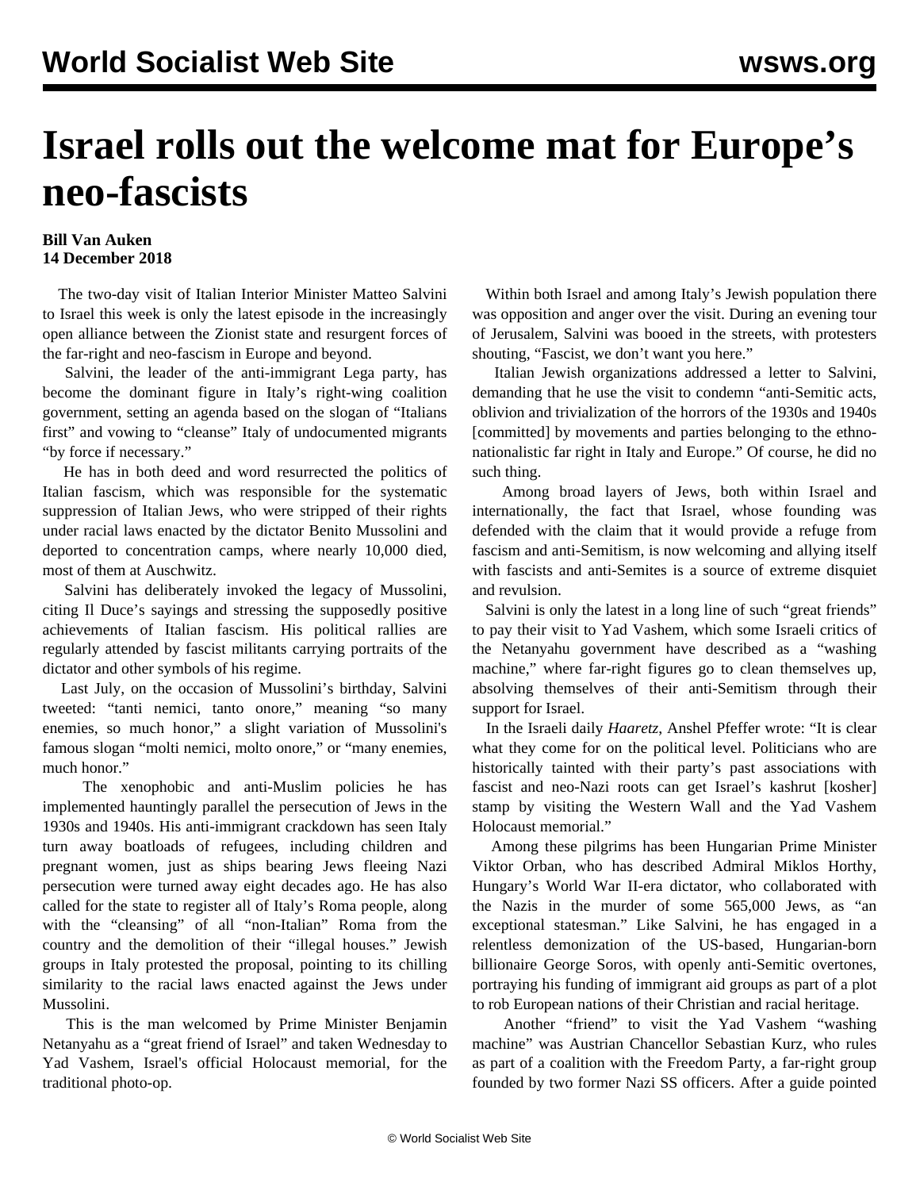# Israel rolls out the welcome mat for Europe's neo-fascists

**Bill Van Auken**
**14 December 2018**

The two-day visit of Italian Interior Minister Matteo Salvini to Israel this week is only the latest episode in the increasingly open alliance between the Zionist state and resurgent forces of the far-right and neo-fascism in Europe and beyond.

Salvini, the leader of the anti-immigrant Lega party, has become the dominant figure in Italy's right-wing coalition government, setting an agenda based on the slogan of "Italians first" and vowing to "cleanse" Italy of undocumented migrants "by force if necessary."

He has in both deed and word resurrected the politics of Italian fascism, which was responsible for the systematic suppression of Italian Jews, who were stripped of their rights under racial laws enacted by the dictator Benito Mussolini and deported to concentration camps, where nearly 10,000 died, most of them at Auschwitz.

Salvini has deliberately invoked the legacy of Mussolini, citing Il Duce's sayings and stressing the supposedly positive achievements of Italian fascism. His political rallies are regularly attended by fascist militants carrying portraits of the dictator and other symbols of his regime.

Last July, on the occasion of Mussolini's birthday, Salvini tweeted: "tanti nemici, tanto onore," meaning "so many enemies, so much honor," a slight variation of Mussolini's famous slogan "molti nemici, molto onore," or "many enemies, much honor."

The xenophobic and anti-Muslim policies he has implemented hauntingly parallel the persecution of Jews in the 1930s and 1940s. His anti-immigrant crackdown has seen Italy turn away boatloads of refugees, including children and pregnant women, just as ships bearing Jews fleeing Nazi persecution were turned away eight decades ago. He has also called for the state to register all of Italy's Roma people, along with the "cleansing" of all "non-Italian" Roma from the country and the demolition of their "illegal houses." Jewish groups in Italy protested the proposal, pointing to its chilling similarity to the racial laws enacted against the Jews under Mussolini.

This is the man welcomed by Prime Minister Benjamin Netanyahu as a "great friend of Israel" and taken Wednesday to Yad Vashem, Israel's official Holocaust memorial, for the traditional photo-op.

Within both Israel and among Italy's Jewish population there was opposition and anger over the visit. During an evening tour of Jerusalem, Salvini was booed in the streets, with protesters shouting, "Fascist, we don't want you here."

Italian Jewish organizations addressed a letter to Salvini, demanding that he use the visit to condemn "anti-Semitic acts, oblivion and trivialization of the horrors of the 1930s and 1940s [committed] by movements and parties belonging to the ethno-nationalistic far right in Italy and Europe." Of course, he did no such thing.

Among broad layers of Jews, both within Israel and internationally, the fact that Israel, whose founding was defended with the claim that it would provide a refuge from fascism and anti-Semitism, is now welcoming and allying itself with fascists and anti-Semites is a source of extreme disquiet and revulsion.

Salvini is only the latest in a long line of such "great friends" to pay their visit to Yad Vashem, which some Israeli critics of the Netanyahu government have described as a "washing machine," where far-right figures go to clean themselves up, absolving themselves of their anti-Semitism through their support for Israel.

In the Israeli daily *Haaretz*, Anshel Pfeffer wrote: "It is clear what they come for on the political level. Politicians who are historically tainted with their party's past associations with fascist and neo-Nazi roots can get Israel's kashrut [kosher] stamp by visiting the Western Wall and the Yad Vashem Holocaust memorial."

Among these pilgrims has been Hungarian Prime Minister Viktor Orban, who has described Admiral Miklos Horthy, Hungary's World War II-era dictator, who collaborated with the Nazis in the murder of some 565,000 Jews, as "an exceptional statesman." Like Salvini, he has engaged in a relentless demonization of the US-based, Hungarian-born billionaire George Soros, with openly anti-Semitic overtones, portraying his funding of immigrant aid groups as part of a plot to rob European nations of their Christian and racial heritage.

Another "friend" to visit the Yad Vashem "washing machine" was Austrian Chancellor Sebastian Kurz, who rules as part of a coalition with the Freedom Party, a far-right group founded by two former Nazi SS officers. After a guide pointed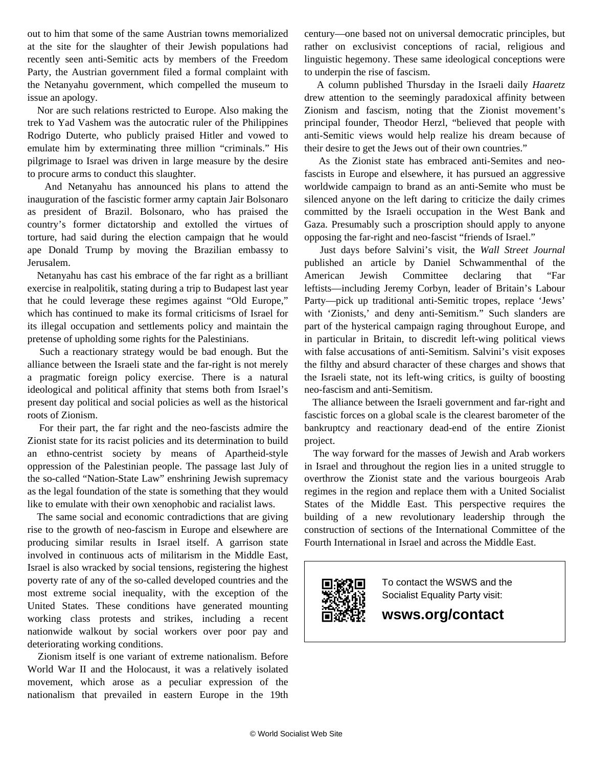out to him that some of the same Austrian towns memorialized at the site for the slaughter of their Jewish populations had recently seen anti-Semitic acts by members of the Freedom Party, the Austrian government filed a formal complaint with the Netanyahu government, which compelled the museum to issue an apology.

Nor are such relations restricted to Europe. Also making the trek to Yad Vashem was the autocratic ruler of the Philippines Rodrigo Duterte, who publicly praised Hitler and vowed to emulate him by exterminating three million “criminals.” His pilgrimage to Israel was driven in large measure by the desire to procure arms to conduct this slaughter.

And Netanyahu has announced his plans to attend the inauguration of the fascistic former army captain Jair Bolsonaro as president of Brazil. Bolsonaro, who has praised the country’s former dictatorship and extolled the virtues of torture, had said during the election campaign that he would ape Donald Trump by moving the Brazilian embassy to Jerusalem.

Netanyahu has cast his embrace of the far right as a brilliant exercise in realpolitik, stating during a trip to Budapest last year that he could leverage these regimes against “Old Europe,” which has continued to make its formal criticisms of Israel for its illegal occupation and settlements policy and maintain the pretense of upholding some rights for the Palestinians.

Such a reactionary strategy would be bad enough. But the alliance between the Israeli state and the far-right is not merely a pragmatic foreign policy exercise. There is a natural ideological and political affinity that stems both from Israel’s present day political and social policies as well as the historical roots of Zionism.

For their part, the far right and the neo-fascists admire the Zionist state for its racist policies and its determination to build an ethno-centrist society by means of Apartheid-style oppression of the Palestinian people. The passage last July of the so-called “Nation-State Law” enshrining Jewish supremacy as the legal foundation of the state is something that they would like to emulate with their own xenophobic and racialist laws.

The same social and economic contradictions that are giving rise to the growth of neo-fascism in Europe and elsewhere are producing similar results in Israel itself. A garrison state involved in continuous acts of militarism in the Middle East, Israel is also wracked by social tensions, registering the highest poverty rate of any of the so-called developed countries and the most extreme social inequality, with the exception of the United States. These conditions have generated mounting working class protests and strikes, including a recent nationwide walkout by social workers over poor pay and deteriorating working conditions.

Zionism itself is one variant of extreme nationalism. Before World War II and the Holocaust, it was a relatively isolated movement, which arose as a peculiar expression of the nationalism that prevailed in eastern Europe in the 19th century—one based not on universal democratic principles, but rather on exclusivist conceptions of racial, religious and linguistic hegemony. These same ideological conceptions were to underpin the rise of fascism.

A column published Thursday in the Israeli daily *Haaretz* drew attention to the seemingly paradoxical affinity between Zionism and fascism, noting that the Zionist movement’s principal founder, Theodor Herzl, “believed that people with anti-Semitic views would help realize his dream because of their desire to get the Jews out of their own countries.”

As the Zionist state has embraced anti-Semites and neo-fascists in Europe and elsewhere, it has pursued an aggressive worldwide campaign to brand as an anti-Semite who must be silenced anyone on the left daring to criticize the daily crimes committed by the Israeli occupation in the West Bank and Gaza. Presumably such a proscription should apply to anyone opposing the far-right and neo-fascist “friends of Israel.”

Just days before Salvini’s visit, the *Wall Street Journal* published an article by Daniel Schwammenthal of the American Jewish Committee declaring that “Far leftists—including Jeremy Corbyn, leader of Britain’s Labour Party—pick up traditional anti-Semitic tropes, replace ‘Jews’ with ‘Zionists,’ and deny anti-Semitism.” Such slanders are part of the hysterical campaign raging throughout Europe, and in particular in Britain, to discredit left-wing political views with false accusations of anti-Semitism. Salvini’s visit exposes the filthy and absurd character of these charges and shows that the Israeli state, not its left-wing critics, is guilty of boosting neo-fascism and anti-Semitism.

The alliance between the Israeli government and far-right and fascistic forces on a global scale is the clearest barometer of the bankruptcy and reactionary dead-end of the entire Zionist project.

The way forward for the masses of Jewish and Arab workers in Israel and throughout the region lies in a united struggle to overthrow the Zionist state and the various bourgeois Arab regimes in the region and replace them with a United Socialist States of the Middle East. This perspective requires the building of a new revolutionary leadership through the construction of sections of the International Committee of the Fourth International in Israel and across the Middle East.

To contact the WSWS and the Socialist Equality Party visit:

**wsws.org/contact**